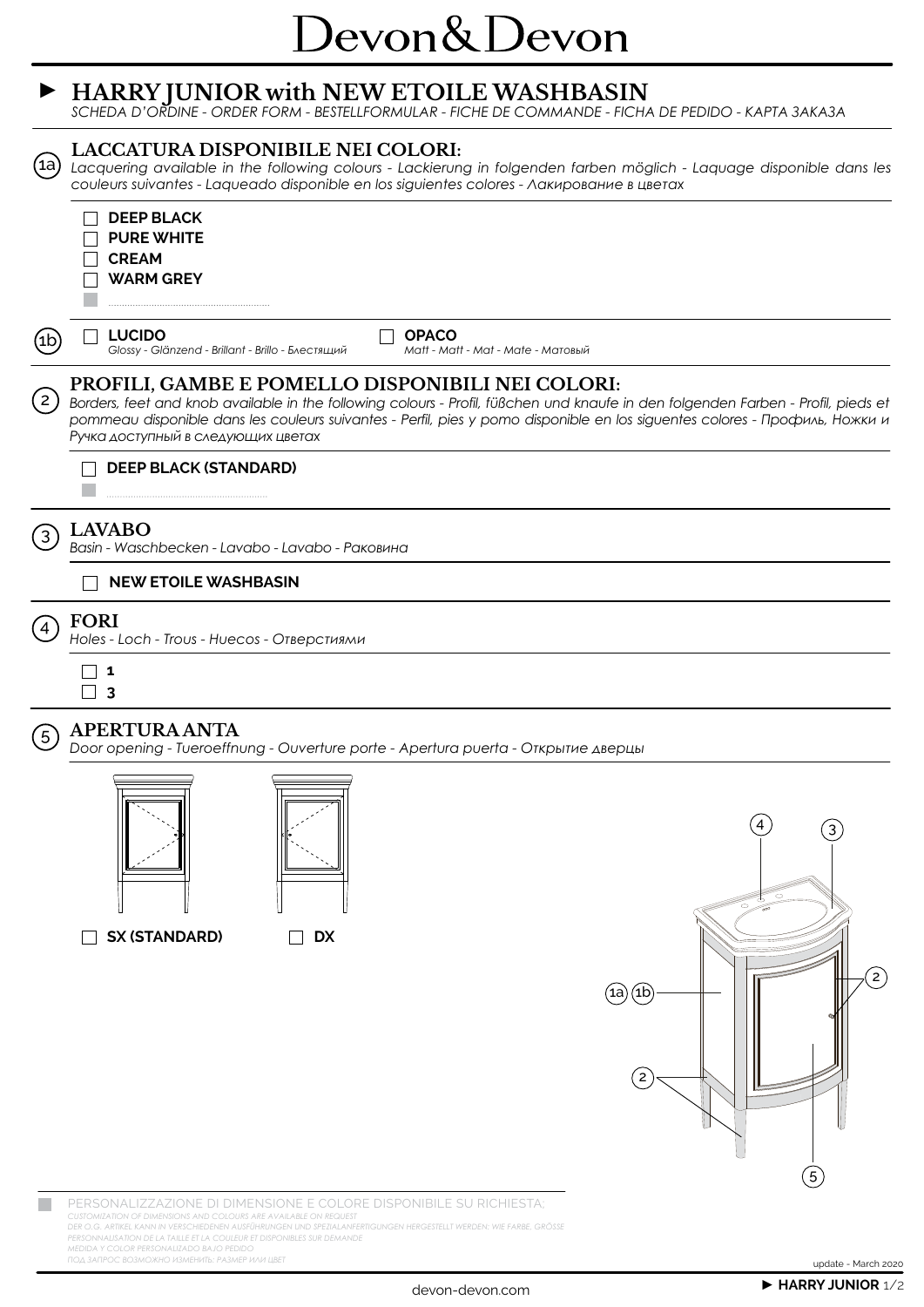# Devon&Devon

## ► HARRY JUNIOR with NEW ETOILE WASHBASIN

*SCHEDA D'ORDINE - ORDER FORM - BESTELLFORMULAR - FICHE DE COMMANDE - FICHA DE PEDIDO - КАРТА ЗАКАЗА*

### (1a) LACCATURA DISPONIBILE NEI COLORI:

*Lacquering available in the following colours - Lackierung in folgenden farben möglich - Laquage disponible dans les couleurs suivantes - Laqueado disponible en los siguientes colores - Лакирование в цветах*

- ☐ **DEEP BLACK**
- ☐ **PURE WHITE**
- ☐ **CREAM**
- ☐ **WARM GREY**
- ■ ..........................................................

### (1b)

- ☐ **LUCIDO** *Glossy - Glänzend - Brillant - Brillo - Блестящий*
- ☐ **OPACO** *Matt - Matt - Mat - Mate - Матовый*

### (2) PROFILI, GAMBE E POMELLO DISPONIBILI NEI COLORI:

*Borders, feet and knob available in the following colours - Profil, füßchen und knaufe in den folgenden Farben - Profil, pieds et pommeau disponible dans les couleurs suivantes - Perfil, pies y pomo disponible en los siguentes colores - Профиль, Ножки и Ручка доступный в следующих цветах*

- ☐ **DEEP BLACK (STANDARD)**
- ■ ..........................................................

### (3) LAVABO

*Basin - Waschbecken - Lavabo - Lavabo - Раковина*

- ☐ **NEW ETOILE WASHBASIN**

### (4) FORI

*Holes - Loch - Trous - Huecos - Отверстиями*

- ☐ **1**
- ☐ **3**

### (5) APERTURA ANTA

*Door opening - Tueroeffnung - Ouverture porte - Apertura puerta - Открытие дверцы*

- ☐ **SX (STANDARD)**
- ☐ **DX**

4 3 2 (1a) (1b) 2 5

■ PERSONALIZZAZIONE DI DIMENSIONE E COLORE DISPONIBILE SU RICHIESTA;
*CUSTOMIZATION OF DIMENSIONS AND COLOURS ARE AVAILABLE ON REQUEST*
*DER O.G. ARTIKEL KANN IN VERSCHIEDENEN AUSFÜHRUNGEN UND SPEZIALANFERTIGUNGEN HERGESTELLT WERDEN: WIE FARBE, GRÖSSE*
*PERSONNALISATION DE LA TAILLE ET LA COULEUR ET DISPONIBLES SUR DEMANDE*
*MEDIDA Y COLOR PERSONALIZADO BAJO PEDIDO*
*ПОД ЗАПРОС ВОЗМОЖНО ИЗМЕНИТЬ: РАЗМЕР ИЛИ ЦВЕТ*

update - March 2020

devon-devon.com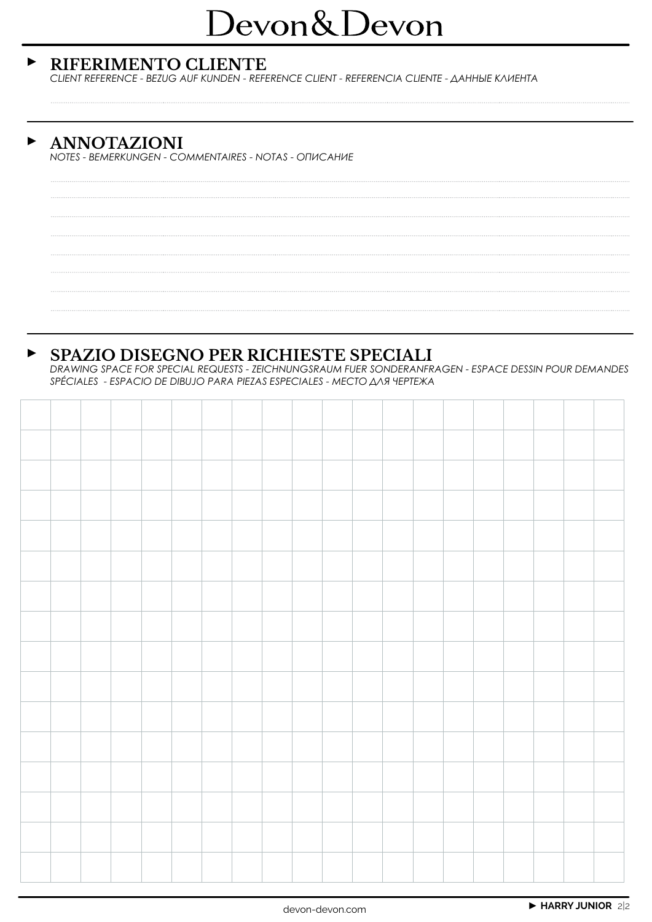# Devon&Devon

## RIFERIMENTO CLIENTE

*CLIENT REFERENCE - BEZUG AUF KUNDEN - REFERENCE CLIENT - REFERENCIA CLIENTE - ДАННЫЕ КЛИЕНТА*

## ANNOTAZIONI

*NOTES - BEMERKUNGEN - COMMENTAIRES - NOTAS - ОПИСАНИЕ*

## SPAZIO DISEGNO PER RICHIESTE SPECIALI

*DRAWING SPACE FOR SPECIAL REQUESTS - ZEICHNUNGSRAUM FUER SONDERANFRAGEN - ESPACE DESSIN POUR DEMANDES SPÉCIALES - ESPACIO DE DIBUJO PARA PIEZAS ESPECIALES - МЕСТО ДЛЯ ЧЕРТЕЖА*

devon-devon.com

**HARRY JUNIOR**